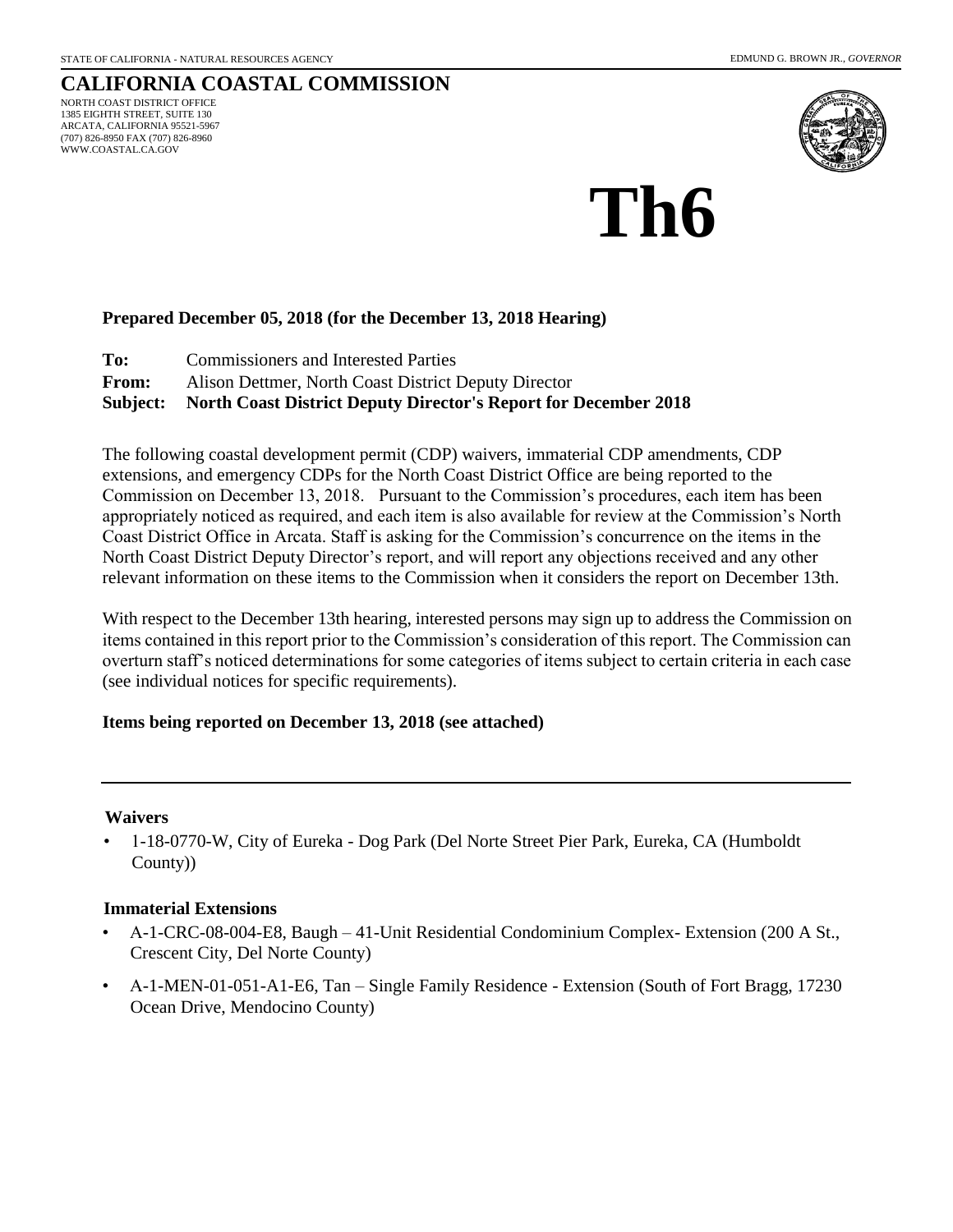STATE OF CALIFORNIA - NATURAL RESOURCES AGENCY EDMUND G. BROWN JR., *GOVERNOR*

# CALIFORNIA COASTAL COMMISSION

NORTH COAST DISTRICT OFFICE
1385 EIGHTH STREET, SUITE 130
ARCATA, CALIFORNIA 95521-5967
(707) 826-8950 FAX (707) 826-8960
WWW.COASTAL.CA.GOV

# Th6

**Prepared December 05, 2018 (for the December 13, 2018 Hearing)**

**To:** Commissioners and Interested Parties
**From:** Alison Dettmer, North Coast District Deputy Director
**Subject: North Coast District Deputy Director's Report for December 2018**

The following coastal development permit (CDP) waivers, immaterial CDP amendments, CDP extensions, and emergency CDPs for the North Coast District Office are being reported to the Commission on December 13, 2018. Pursuant to the Commission's procedures, each item has been appropriately noticed as required, and each item is also available for review at the Commission's North Coast District Office in Arcata. Staff is asking for the Commission's concurrence on the items in the North Coast District Deputy Director's report, and will report any objections received and any other relevant information on these items to the Commission when it considers the report on December 13th.

With respect to the December 13th hearing, interested persons may sign up to address the Commission on items contained in this report prior to the Commission's consideration of this report. The Commission can overturn staff's noticed determinations for some categories of items subject to certain criteria in each case (see individual notices for specific requirements).

**Items being reported on December 13, 2018 (see attached)**

---

**Waivers**

- 1-18-0770-W, City of Eureka - Dog Park (Del Norte Street Pier Park, Eureka, CA (Humboldt County))

**Immaterial Extensions**

- A-1-CRC-08-004-E8, Baugh – 41-Unit Residential Condominium Complex- Extension (200 A St., Crescent City, Del Norte County)
- A-1-MEN-01-051-A1-E6, Tan – Single Family Residence - Extension (South of Fort Bragg, 17230 Ocean Drive, Mendocino County)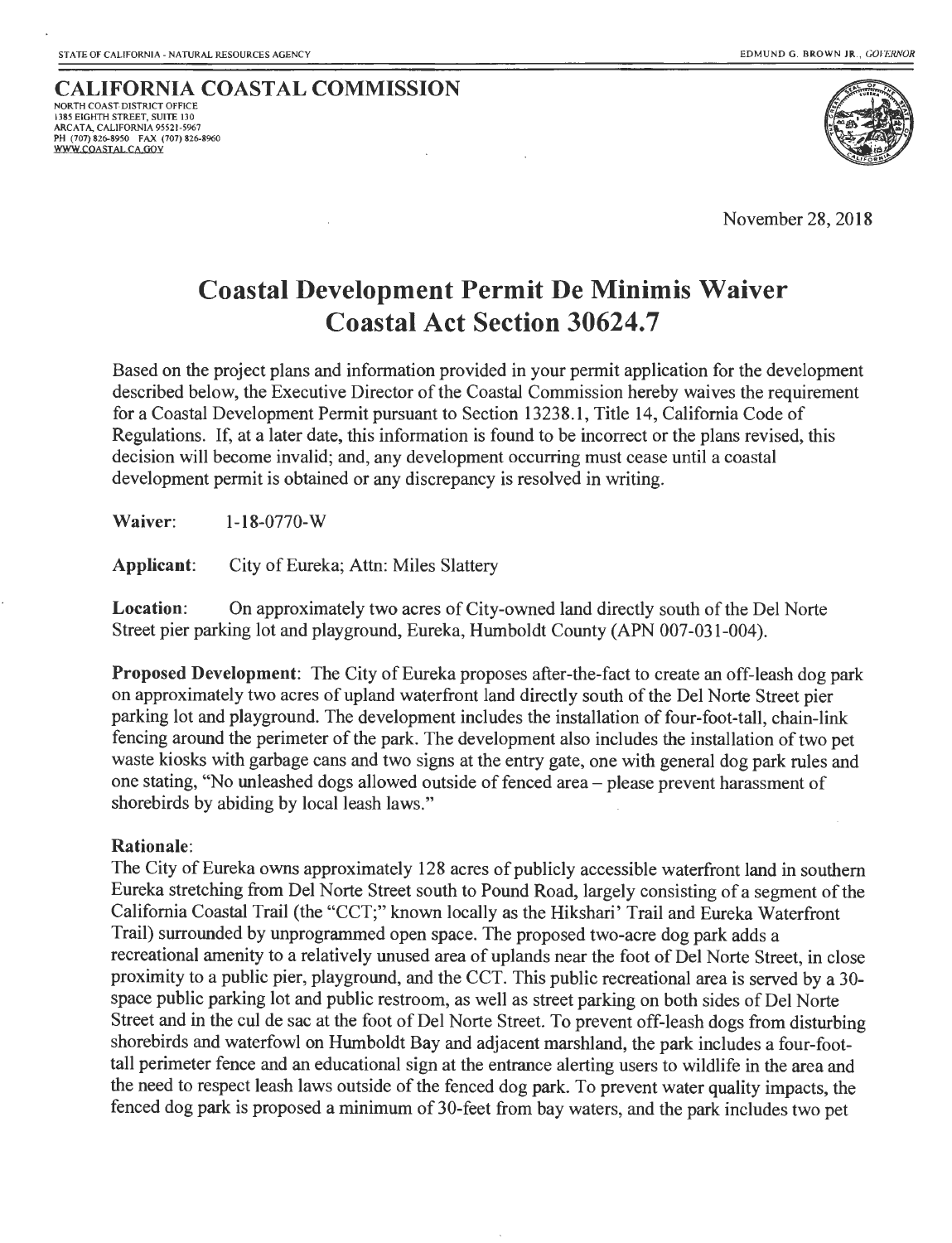STATE OF CALIFORNIA - NATURAL RESOURCES AGENCY

EDMUND G. BROWN JR., GOVERNOR

**CALIFORNIA COASTAL COMMISSION**
NORTH COAST DISTRICT OFFICE
1385 EIGHTH STREET, SUITE 130
ARCATA, CALIFORNIA 95521-5967
PH (707) 826-8950 FAX (707) 826-8960
WWW.COASTAL.CA.GOV

November 28, 2018

# Coastal Development Permit De Minimis Waiver
# Coastal Act Section 30624.7

Based on the project plans and information provided in your permit application for the development described below, the Executive Director of the Coastal Commission hereby waives the requirement for a Coastal Development Permit pursuant to Section 13238.1, Title 14, California Code of Regulations. If, at a later date, this information is found to be incorrect or the plans revised, this decision will become invalid; and, any development occurring must cease until a coastal development permit is obtained or any discrepancy is resolved in writing.

**Waiver**: 1-18-0770-W

**Applicant**: City of Eureka; Attn: Miles Slattery

**Location**: On approximately two acres of City-owned land directly south of the Del Norte Street pier parking lot and playground, Eureka, Humboldt County (APN 007-031-004).

**Proposed Development**: The City of Eureka proposes after-the-fact to create an off-leash dog park on approximately two acres of upland waterfront land directly south of the Del Norte Street pier parking lot and playground. The development includes the installation of four-foot-tall, chain-link fencing around the perimeter of the park. The development also includes the installation of two pet waste kiosks with garbage cans and two signs at the entry gate, one with general dog park rules and one stating, "No unleashed dogs allowed outside of fenced area – please prevent harassment of shorebirds by abiding by local leash laws."

**Rationale**:
The City of Eureka owns approximately 128 acres of publicly accessible waterfront land in southern Eureka stretching from Del Norte Street south to Pound Road, largely consisting of a segment of the California Coastal Trail (the "CCT;" known locally as the Hikshari' Trail and Eureka Waterfront Trail) surrounded by unprogrammed open space. The proposed two-acre dog park adds a recreational amenity to a relatively unused area of uplands near the foot of Del Norte Street, in close proximity to a public pier, playground, and the CCT. This public recreational area is served by a 30-space public parking lot and public restroom, as well as street parking on both sides of Del Norte Street and in the cul de sac at the foot of Del Norte Street. To prevent off-leash dogs from disturbing shorebirds and waterfowl on Humboldt Bay and adjacent marshland, the park includes a four-foot-tall perimeter fence and an educational sign at the entrance alerting users to wildlife in the area and the need to respect leash laws outside of the fenced dog park. To prevent water quality impacts, the fenced dog park is proposed a minimum of 30-feet from bay waters, and the park includes two pet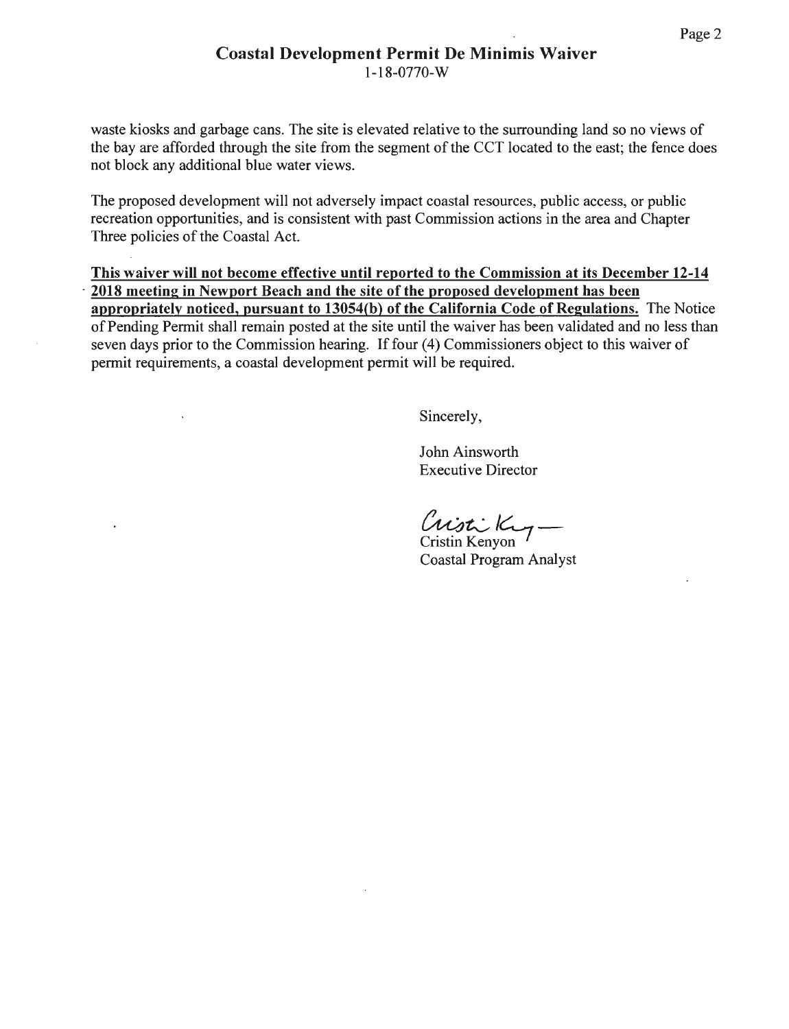waste kiosks and garbage cans. The site is elevated relative to the surrounding land so no views of the bay are afforded through the site from the segment of the CCT located to the east; the fence does not block any additional blue water views.

The proposed development will not adversely impact coastal resources, public access, or public recreation opportunities, and is consistent with past Commission actions in the area and Chapter Three policies of the Coastal Act.

**This waiver will not become effective until reported to the Commission at its December 12-14 2018 meeting in Newport Beach and the site of the proposed development has been appropriately noticed, pursuant to 13054(b) of the California Code of Regulations.** The Notice of Pending Permit shall remain posted at the site until the waiver has been validated and no less than seven days prior to the Commission hearing. If four (4) Commissioners object to this waiver of permit requirements, a coastal development permit will be required.

Sincerely,

John Ainsworth
Executive Director

Cristin Kenyon
Coastal Program Analyst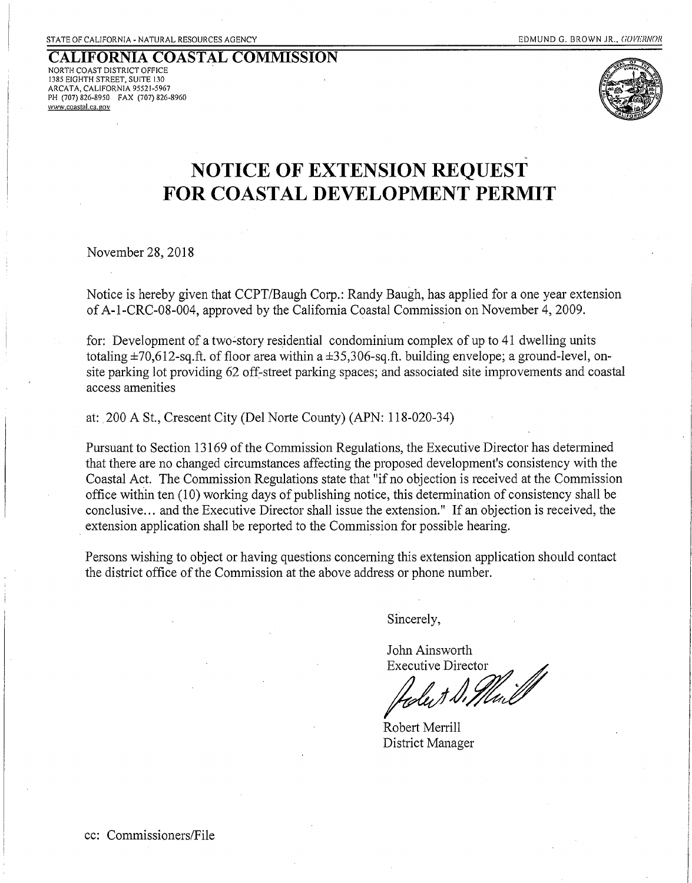STATE OF CALIFORNIA - NATURAL RESOURCES AGENCY EDMUND G. BROWN JR., *GOVERNOR*

**CALIFORNIA COASTAL COMMISSION**
NORTH COAST DISTRICT OFFICE
1385 EIGHTH STREET, SUITE 130
ARCATA, CALIFORNIA 95521-5967
PH (707) 826-8950 FAX (707) 826-8960
www.coastal.ca.gov

# NOTICE OF EXTENSION REQUEST FOR COASTAL DEVELOPMENT PERMIT

November 28, 2018

Notice is hereby given that CCPT/Baugh Corp.: Randy Baugh, has applied for a one year extension of A-1-CRC-08-004, approved by the California Coastal Commission on November 4, 2009.

for: Development of a two-story residential condominium complex of up to 41 dwelling units totaling ±70,612-sq.ft. of floor area within a ±35,306-sq.ft. building envelope; a ground-level, on-site parking lot providing 62 off-street parking spaces; and associated site improvements and coastal access amenities

at: 200 A St., Crescent City (Del Norte County) (APN: 118-020-34)

Pursuant to Section 13169 of the Commission Regulations, the Executive Director has determined that there are no changed circumstances affecting the proposed development's consistency with the Coastal Act. The Commission Regulations state that "if no objection is received at the Commission office within ten (10) working days of publishing notice, this determination of consistency shall be conclusive... and the Executive Director shall issue the extension." If an objection is received, the extension application shall be reported to the Commission for possible hearing.

Persons wishing to object or having questions concerning this extension application should contact the district office of the Commission at the above address or phone number.

Sincerely,

John Ainsworth
Executive Director

Robert Merrill
District Manager

cc: Commissioners/File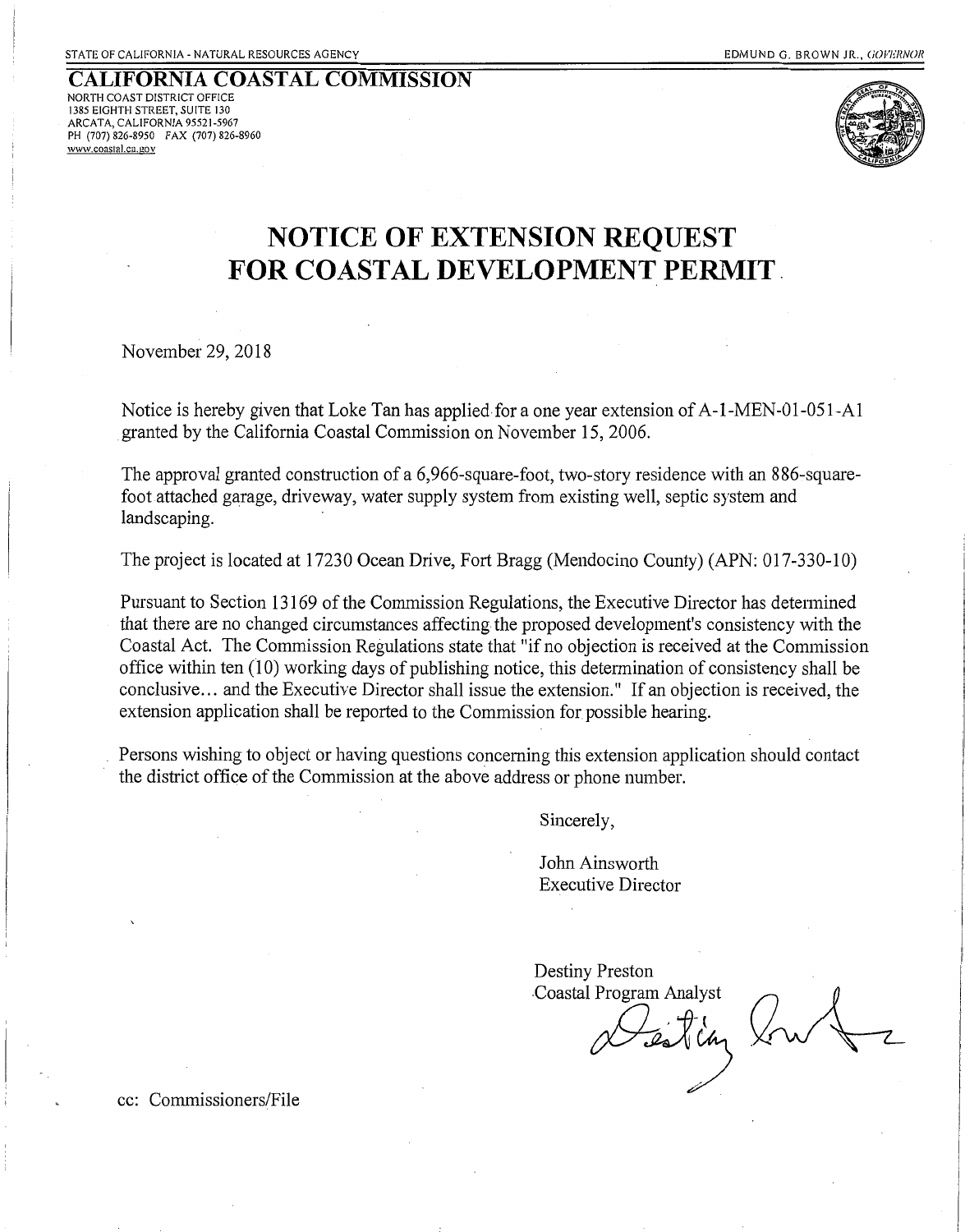STATE OF CALIFORNIA - NATURAL RESOURCES AGENCY

EDMUND G. BROWN JR., *GOVERNOR*

**CALIFORNIA COASTAL COMMISSION**
NORTH COAST DISTRICT OFFICE
1385 EIGHTH STREET, SUITE 130
ARCATA, CALIFORNIA 95521-5967
PH (707) 826-8950 FAX (707) 826-8960
www.coastal.ca.gov

# NOTICE OF EXTENSION REQUEST FOR COASTAL DEVELOPMENT PERMIT

November 29, 2018

Notice is hereby given that Loke Tan has applied for a one year extension of A-1-MEN-01-051-A1 granted by the California Coastal Commission on November 15, 2006.

The approval granted construction of a 6,966-square-foot, two-story residence with an 886-square-foot attached garage, driveway, water supply system from existing well, septic system and landscaping.

The project is located at 17230 Ocean Drive, Fort Bragg (Mendocino County) (APN: 017-330-10)

Pursuant to Section 13169 of the Commission Regulations, the Executive Director has determined that there are no changed circumstances affecting the proposed development's consistency with the Coastal Act. The Commission Regulations state that "if no objection is received at the Commission office within ten (10) working days of publishing notice, this determination of consistency shall be conclusive... and the Executive Director shall issue the extension." If an objection is received, the extension application shall be reported to the Commission for possible hearing.

Persons wishing to object or having questions concerning this extension application should contact the district office of the Commission at the above address or phone number.

Sincerely,

John Ainsworth
Executive Director

Destiny Preston
Coastal Program Analyst

cc: Commissioners/File